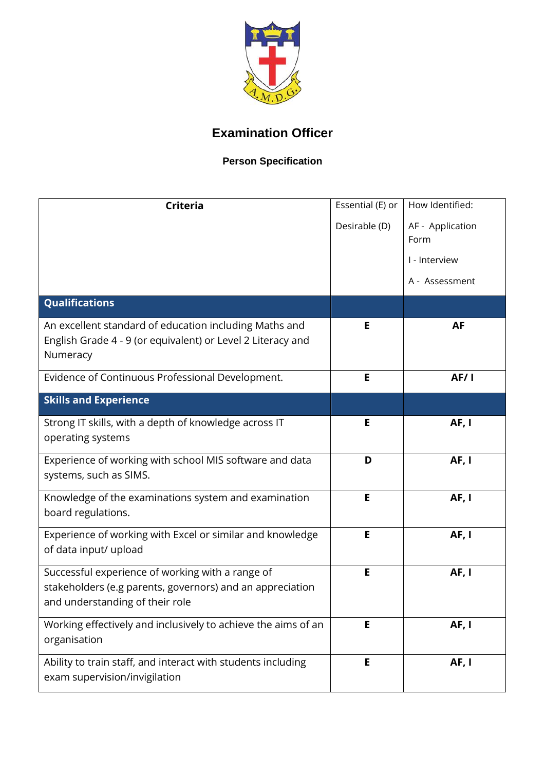# Examination Officer

## Person Specification

| Criteria | Essential (E) or Desirable (D) | How Identified: AF - Application Form; I - Interview; A - Assessment |
|---|---|---|
| **Qualifications** | | |
| An excellent standard of education including Maths and English Grade 4 - 9 (or equivalent) or Level 2 Literacy and Numeracy | **E** | **AF** |
| Evidence of Continuous Professional Development. | **E** | **AF/ I** |
| **Skills and Experience** | | |
| Strong IT skills, with a depth of knowledge across IT operating systems | **E** | **AF, I** |
| Experience of working with school MIS software and data systems, such as SIMS. | **D** | **AF, I** |
| Knowledge of the examinations system and examination board regulations. | **E** | **AF, I** |
| Experience of working with Excel or similar and knowledge of data input/ upload | **E** | **AF, I** |
| Successful experience of working with a range of stakeholders (e.g parents, governors) and an appreciation and understanding of their role | **E** | **AF, I** |
| Working effectively and inclusively to achieve the aims of an organisation | **E** | **AF, I** |
| Ability to train staff, and interact with students including exam supervision/invigilation | **E** | **AF, I** |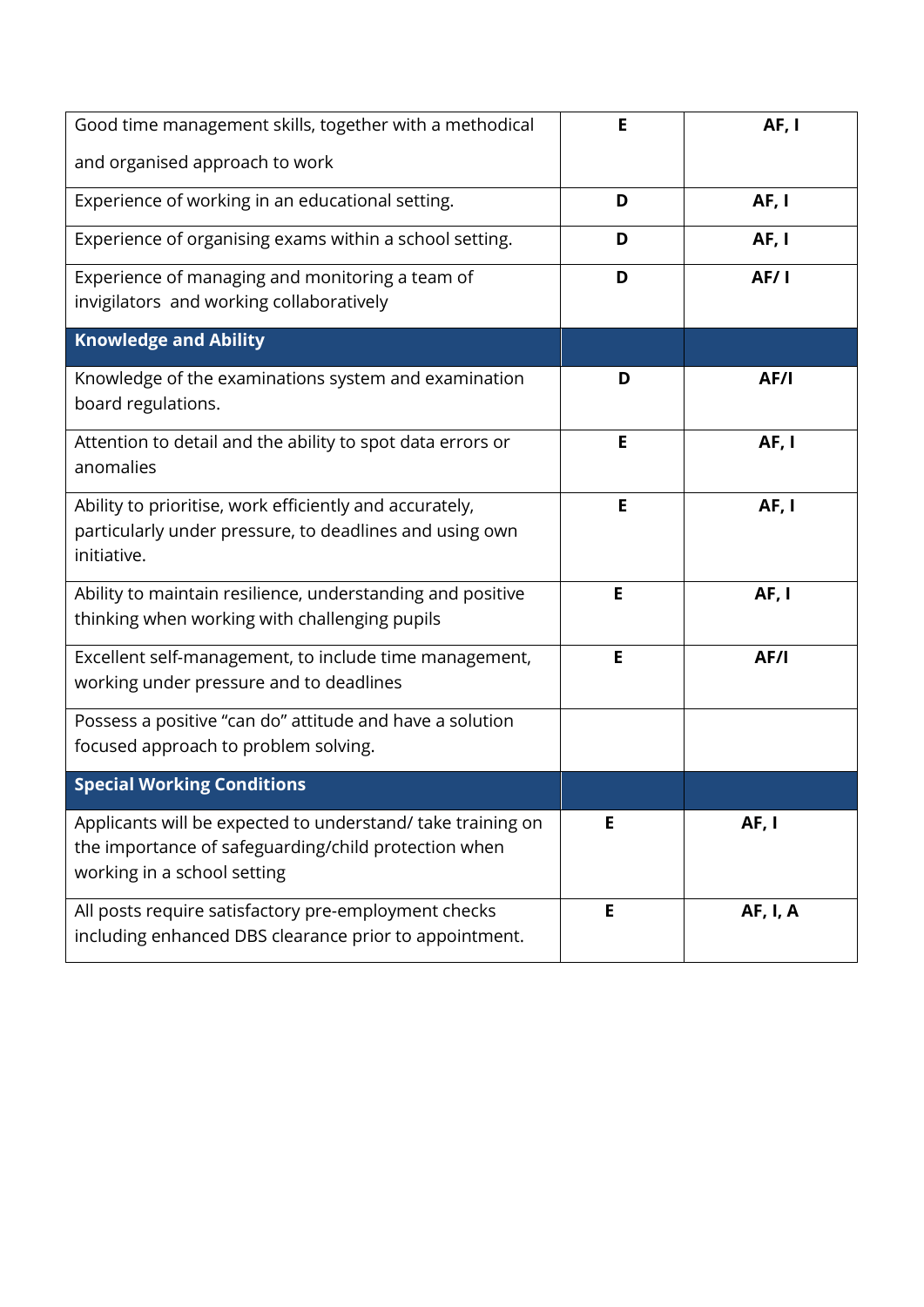| | | |
|---|---|---|
| Good time management skills, together with a methodical and organised approach to work | **E** | **AF, I** |
| Experience of working in an educational setting. | **D** | **AF, I** |
| Experience of organising exams within a school setting. | **D** | **AF, I** |
| Experience of managing and monitoring a team of invigilators and working collaboratively | **D** | **AF/ I** |
| **Knowledge and Ability** | | |
| Knowledge of the examinations system and examination board regulations. | **D** | **AF/I** |
| Attention to detail and the ability to spot data errors or anomalies | **E** | **AF, I** |
| Ability to prioritise, work efficiently and accurately, particularly under pressure, to deadlines and using own initiative. | **E** | **AF, I** |
| Ability to maintain resilience, understanding and positive thinking when working with challenging pupils | **E** | **AF, I** |
| Excellent self-management, to include time management, working under pressure and to deadlines | **E** | **AF/I** |
| Possess a positive "can do" attitude and have a solution focused approach to problem solving. | | |
| **Special Working Conditions** | | |
| Applicants will be expected to understand/ take training on the importance of safeguarding/child protection when working in a school setting | **E** | **AF, I** |
| All posts require satisfactory pre-employment checks including enhanced DBS clearance prior to appointment. | **E** | **AF, I, A** |